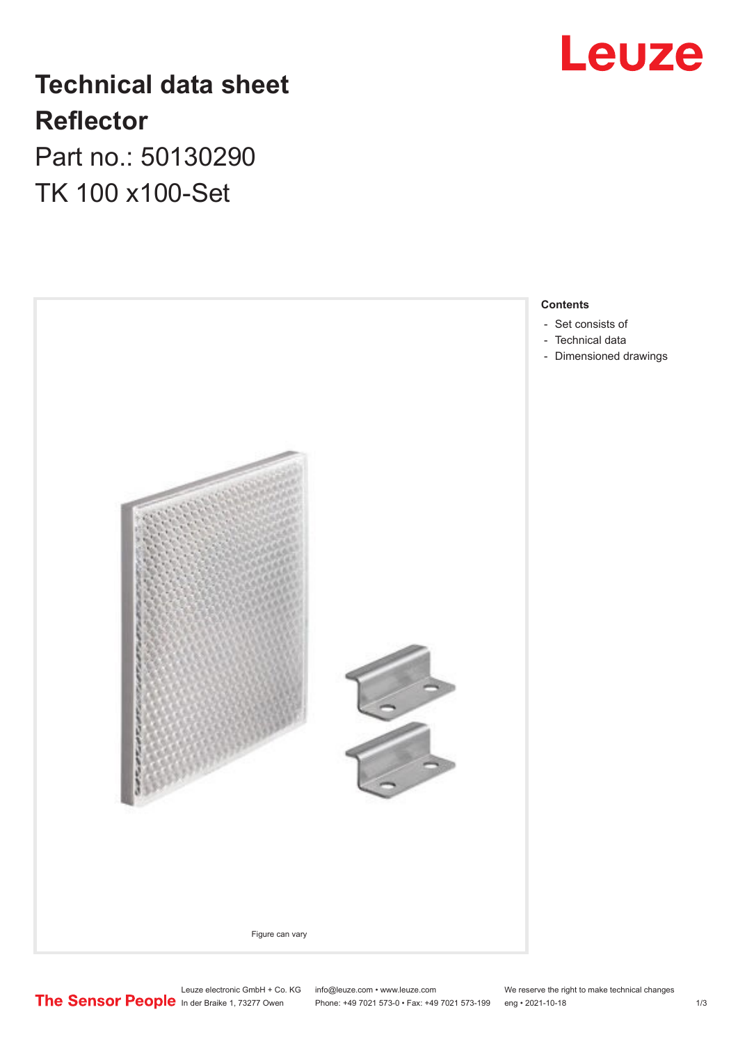# Technical data sheet
# Reflector

Part no.: 50130290

TK 100 x100-Set

Figure can vary

**Contents**

- Set consists of
- Technical data
- Dimensioned drawings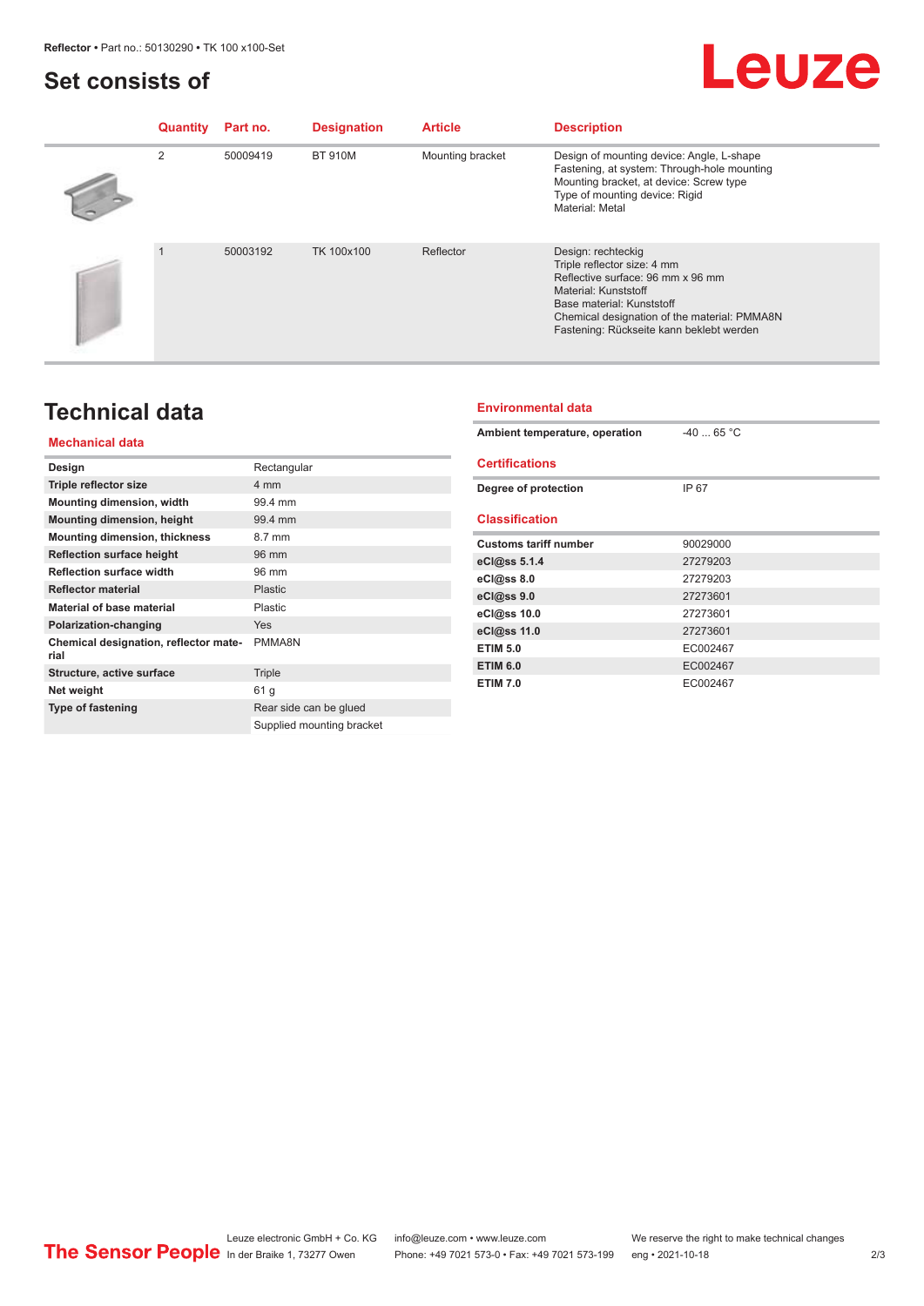## Set consists of

| | Quantity | Part no. | Designation | Article | Description |
|---|---|---|---|---|---|
| | 2 | 50009419 | BT 910M | Mounting bracket | Design of mounting device: Angle, L-shape<br>Fastening, at system: Through-hole mounting<br>Mounting bracket, at device: Screw type<br>Type of mounting device: Rigid<br>Material: Metal |
| | 1 | 50003192 | TK 100x100 | Reflector | Design: rechteckig<br>Triple reflector size: 4 mm<br>Reflective surface: 96 mm x 96 mm<br>Material: Kunststoff<br>Base material: Kunststoff<br>Chemical designation of the material: PMMA8N<br>Fastening: Rückseite kann beklebt werden |

# Technical data

### Mechanical data

| | |
|---|---|
| **Design** | Rectangular |
| **Triple reflector size** | 4 mm |
| **Mounting dimension, width** | 99.4 mm |
| **Mounting dimension, height** | 99.4 mm |
| **Mounting dimension, thickness** | 8.7 mm |
| **Reflection surface height** | 96 mm |
| **Reflection surface width** | 96 mm |
| **Reflector material** | Plastic |
| **Material of base material** | Plastic |
| **Polarization-changing** | Yes |
| **Chemical designation, reflector material** | PMMA8N |
| **Structure, active surface** | Triple |
| **Net weight** | 61 g |
| **Type of fastening** | Rear side can be glued |
| | Supplied mounting bracket |

### Environmental data

| | |
|---|---|
| **Ambient temperature, operation** | -40 ... 65 °C |

### Certifications

| | |
|---|---|
| **Degree of protection** | IP 67 |

### Classification

| | |
|---|---|
| **Customs tariff number** | 90029000 |
| **eCl@ss 5.1.4** | 27279203 |
| **eCl@ss 8.0** | 27279203 |
| **eCl@ss 9.0** | 27273601 |
| **eCl@ss 10.0** | 27273601 |
| **eCl@ss 11.0** | 27273601 |
| **ETIM 5.0** | EC002467 |
| **ETIM 6.0** | EC002467 |
| **ETIM 7.0** | EC002467 |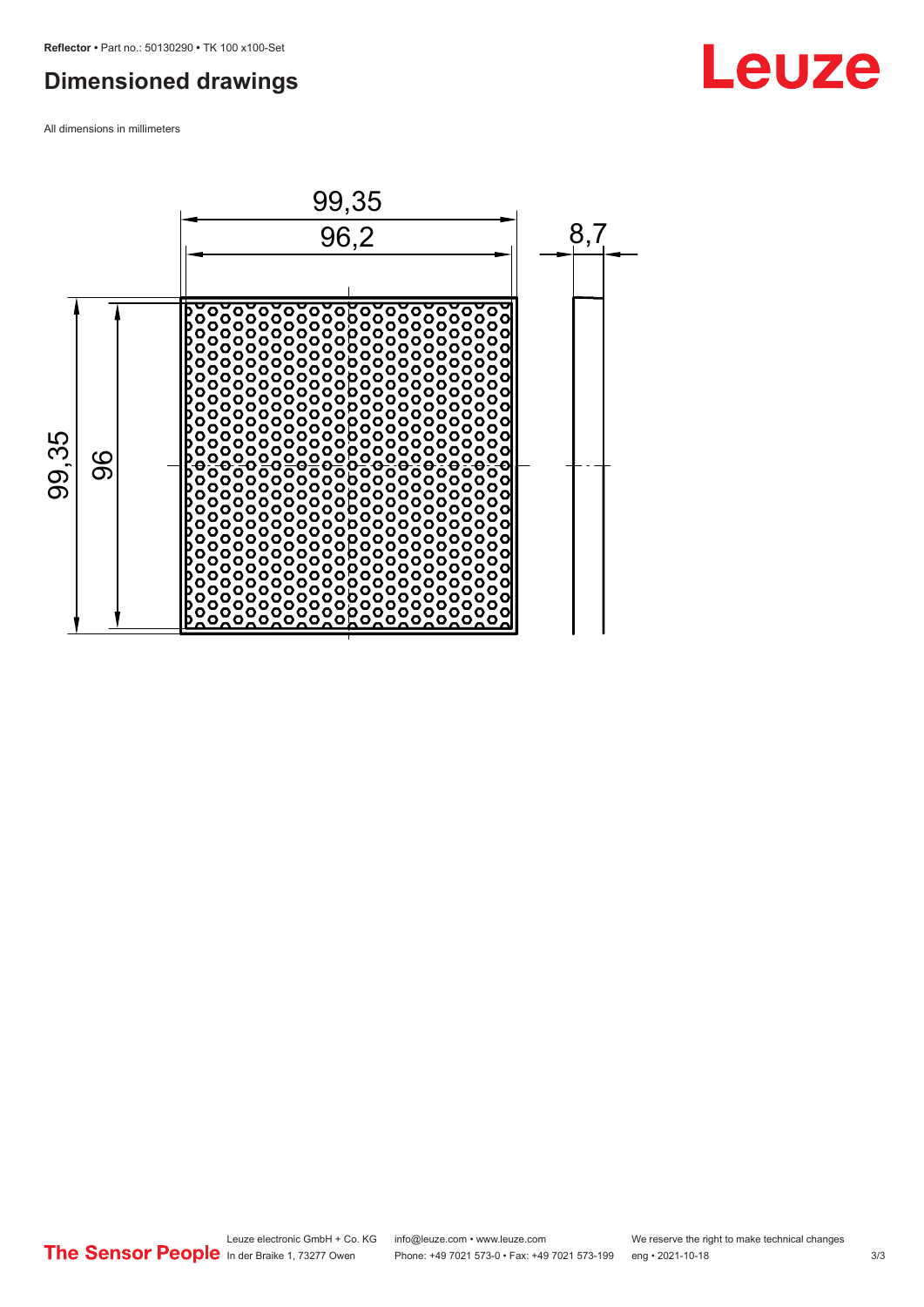## Dimensioned drawings

All dimensions in millimeters

99,35

96,2

8,7

99,35

96